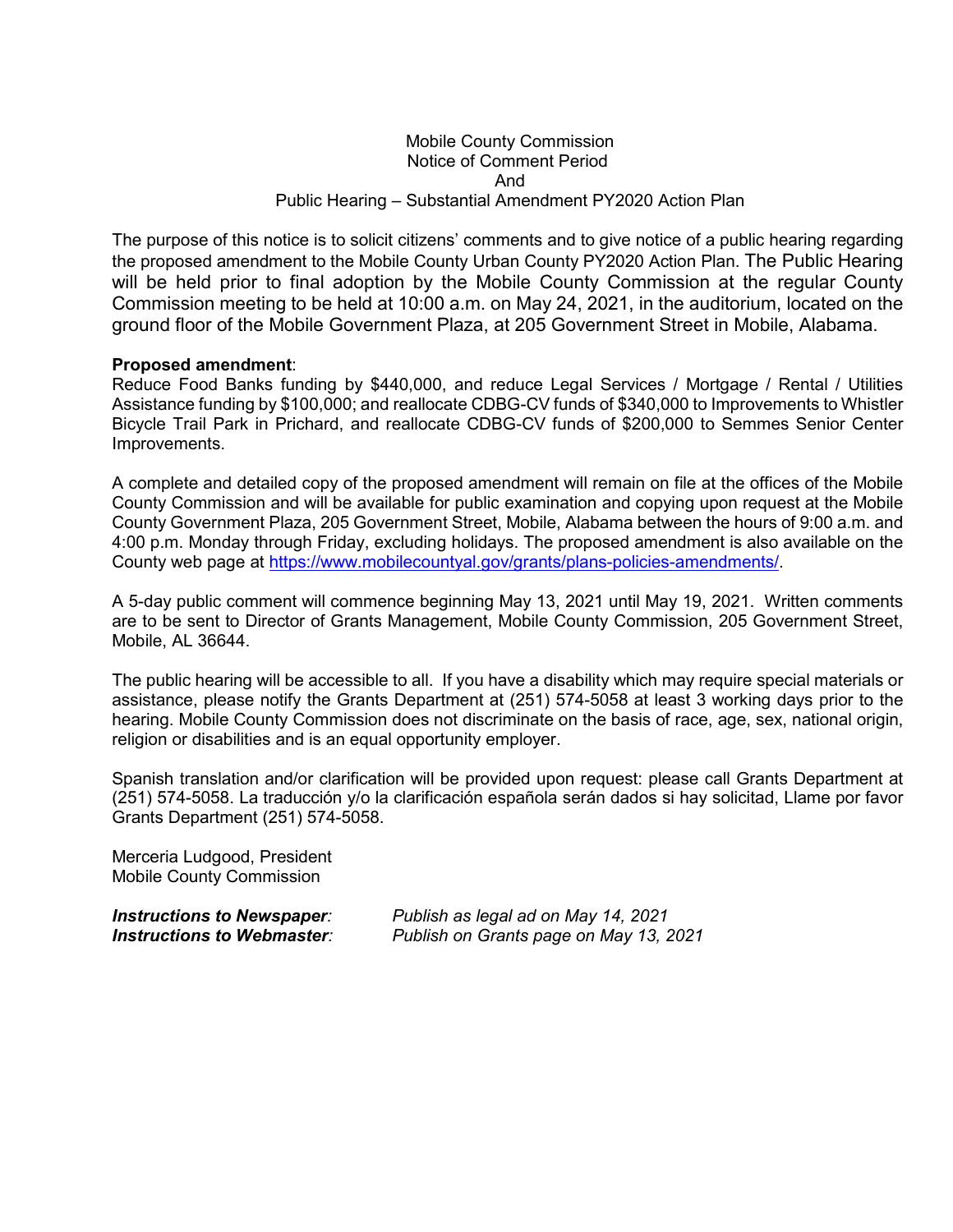# Mobile County Commission
## Notice of Comment Period
## And
## Public Hearing – Substantial Amendment PY2020 Action Plan

The purpose of this notice is to solicit citizens' comments and to give notice of a public hearing regarding the proposed amendment to the Mobile County Urban County PY2020 Action Plan. The Public Hearing will be held prior to final adoption by the Mobile County Commission at the regular County Commission meeting to be held at 10:00 a.m. on May 24, 2021, in the auditorium, located on the ground floor of the Mobile Government Plaza, at 205 Government Street in Mobile, Alabama.

**Proposed amendment**:
Reduce Food Banks funding by $440,000, and reduce Legal Services / Mortgage / Rental / Utilities Assistance funding by $100,000; and reallocate CDBG-CV funds of $340,000 to Improvements to Whistler Bicycle Trail Park in Prichard, and reallocate CDBG-CV funds of $200,000 to Semmes Senior Center Improvements.

A complete and detailed copy of the proposed amendment will remain on file at the offices of the Mobile County Commission and will be available for public examination and copying upon request at the Mobile County Government Plaza, 205 Government Street, Mobile, Alabama between the hours of 9:00 a.m. and 4:00 p.m. Monday through Friday, excluding holidays. The proposed amendment is also available on the County web page at https://www.mobilecountyal.gov/grants/plans-policies-amendments/.

A 5-day public comment will commence beginning May 13, 2021 until May 19, 2021. Written comments are to be sent to Director of Grants Management, Mobile County Commission, 205 Government Street, Mobile, AL 36644.

The public hearing will be accessible to all. If you have a disability which may require special materials or assistance, please notify the Grants Department at (251) 574-5058 at least 3 working days prior to the hearing. Mobile County Commission does not discriminate on the basis of race, age, sex, national origin, religion or disabilities and is an equal opportunity employer.

Spanish translation and/or clarification will be provided upon request: please call Grants Department at (251) 574-5058. La traducción y/o la clarificación española serán dados si hay solicitad, Llame por favor Grants Department (251) 574-5058.

Merceria Ludgood, President
Mobile County Commission

***Instructions to Newspaper**:* *Publish as legal ad on May 14, 2021*
***Instructions to Webmaster**:* *Publish on Grants page on May 13, 2021*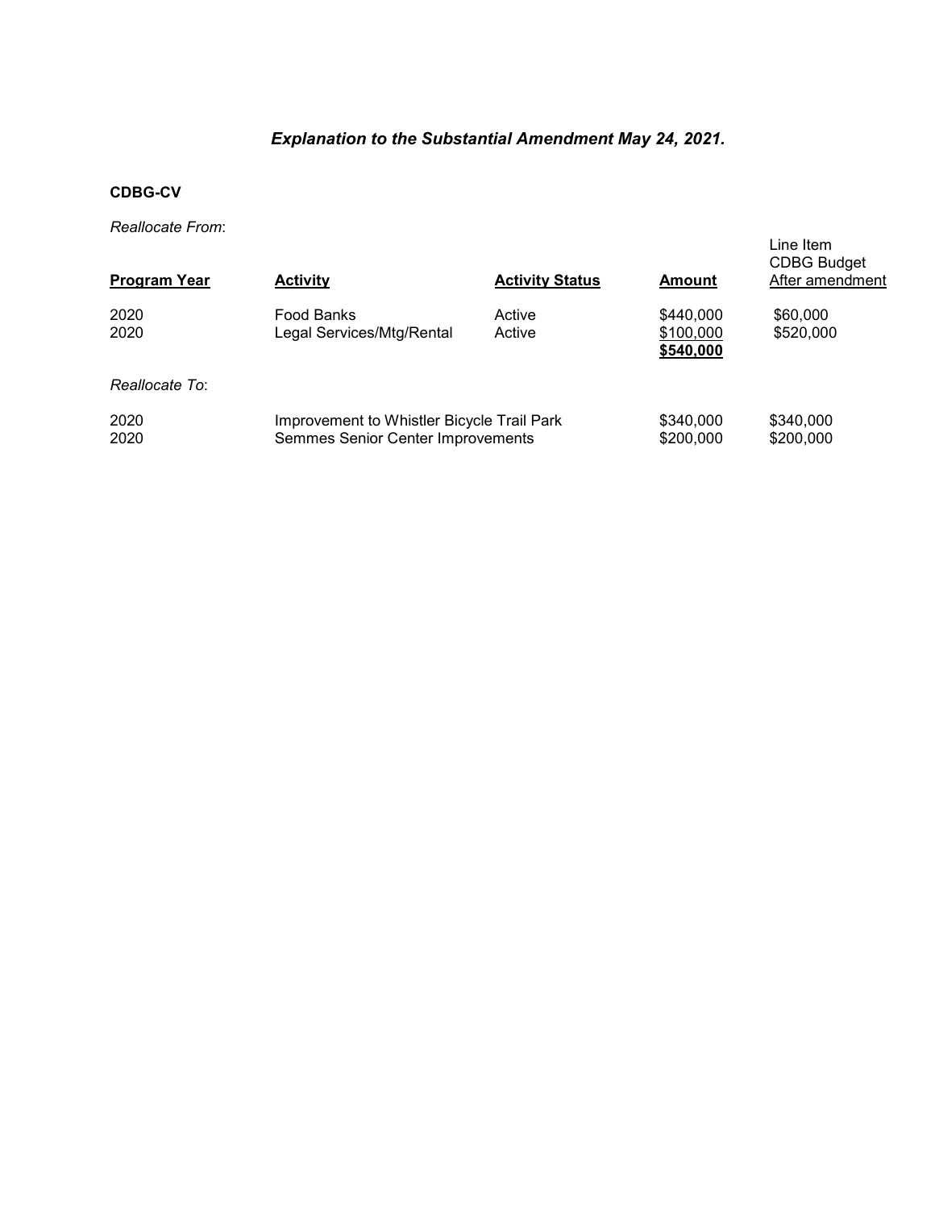## *Explanation to the Substantial Amendment May 24, 2021.*

**CDBG-CV**

*Reallocate From*:

| Program Year | Activity | Activity Status | Amount | Line Item CDBG Budget After amendment |
|---|---|---|---|---|
| 2020 | Food Banks | Active | $440,000 | $60,000 |
| 2020 | Legal Services/Mtg/Rental | Active | $100,000 | $520,000 |
| | | | **$540,000** | |

*Reallocate To*:

| | | | |
|---|---|---|---|
| 2020 | Improvement to Whistler Bicycle Trail Park | $340,000 | $340,000 |
| 2020 | Semmes Senior Center Improvements | $200,000 | $200,000 |